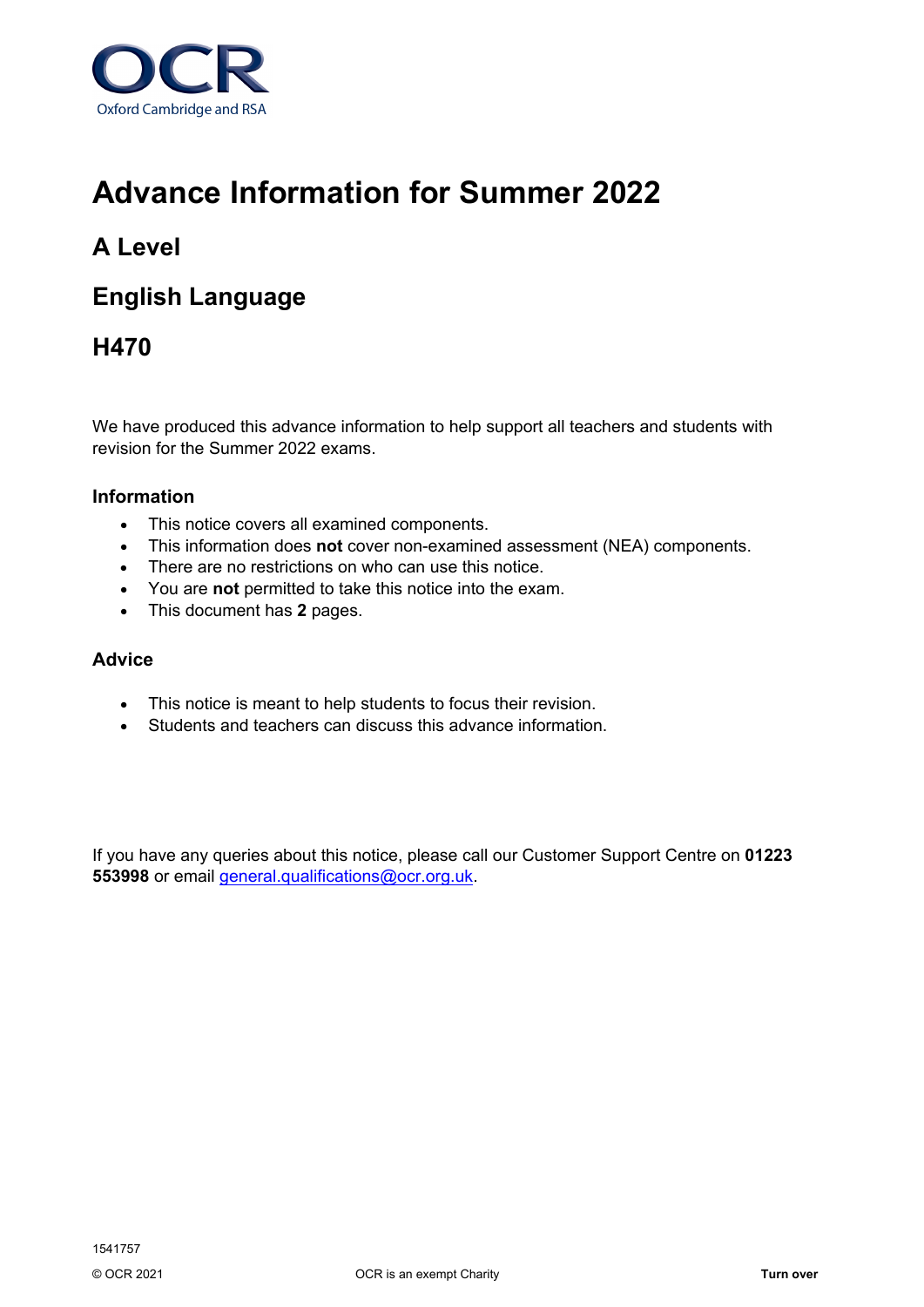OCR

Oxford Cambridge and RSA

# Advance Information for Summer 2022

## A Level

## English Language

## H470

We have produced this advance information to help support all teachers and students with revision for the Summer 2022 exams.

### Information

- This notice covers all examined components.
- This information does **not** cover non-examined assessment (NEA) components.
- There are no restrictions on who can use this notice.
- You are **not** permitted to take this notice into the exam.
- This document has **2** pages.

### Advice

- This notice is meant to help students to focus their revision.
- Students and teachers can discuss this advance information.

If you have any queries about this notice, please call our Customer Support Centre on **01223 553998** or email general.qualifications@ocr.org.uk.

1541757

© OCR 2021 OCR is an exempt Charity **Turn over**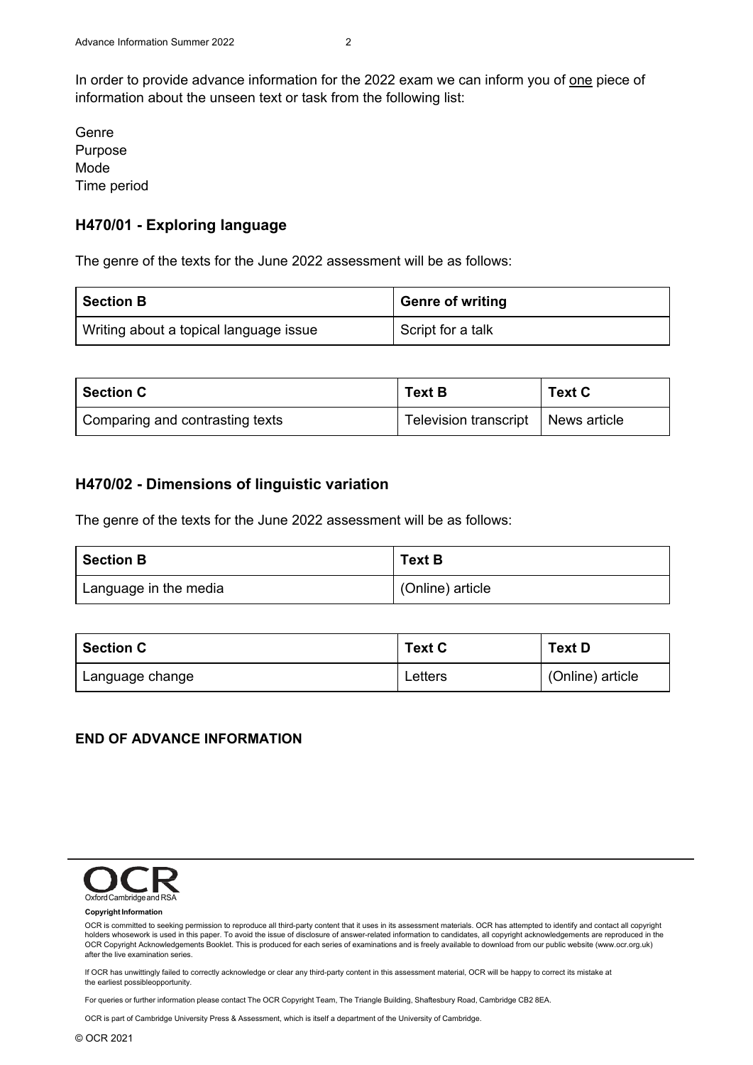In order to provide advance information for the 2022 exam we can inform you of one piece of information about the unseen text or task from the following list:

Genre
Purpose
Mode
Time period

## H470/01 - Exploring language

The genre of the texts for the June 2022 assessment will be as follows:

| Section B | Genre of writing |
| --- | --- |
| Writing about a topical language issue | Script for a talk |

| Section C | Text B | Text C |
| --- | --- | --- |
| Comparing and contrasting texts | Television transcript | News article |

## H470/02 - Dimensions of linguistic variation

The genre of the texts for the June 2022 assessment will be as follows:

| Section B | Text B |
| --- | --- |
| Language in the media | (Online) article |

| Section C | Text C | Text D |
| --- | --- | --- |
| Language change | Letters | (Online) article |

**END OF ADVANCE INFORMATION**

Oxford Cambridge and RSA

**Copyright Information**

OCR is committed to seeking permission to reproduce all third-party content that it uses in its assessment materials. OCR has attempted to identify and contact all copyright holders whose work is used in this paper. To avoid the issue of disclosure of answer-related information to candidates, all copyright acknowledgements are reproduced in the OCR Copyright Acknowledgements Booklet. This is produced for each series of examinations and is freely available to download from our public website (www.ocr.org.uk) after the live examination series.

If OCR has unwittingly failed to correctly acknowledge or clear any third-party content in this assessment material, OCR will be happy to correct its mistake at the earliest possibleopportunity.

For queries or further information please contact The OCR Copyright Team, The Triangle Building, Shaftesbury Road, Cambridge CB2 8EA.

OCR is part of Cambridge University Press & Assessment, which is itself a department of the University of Cambridge.

© OCR 2021